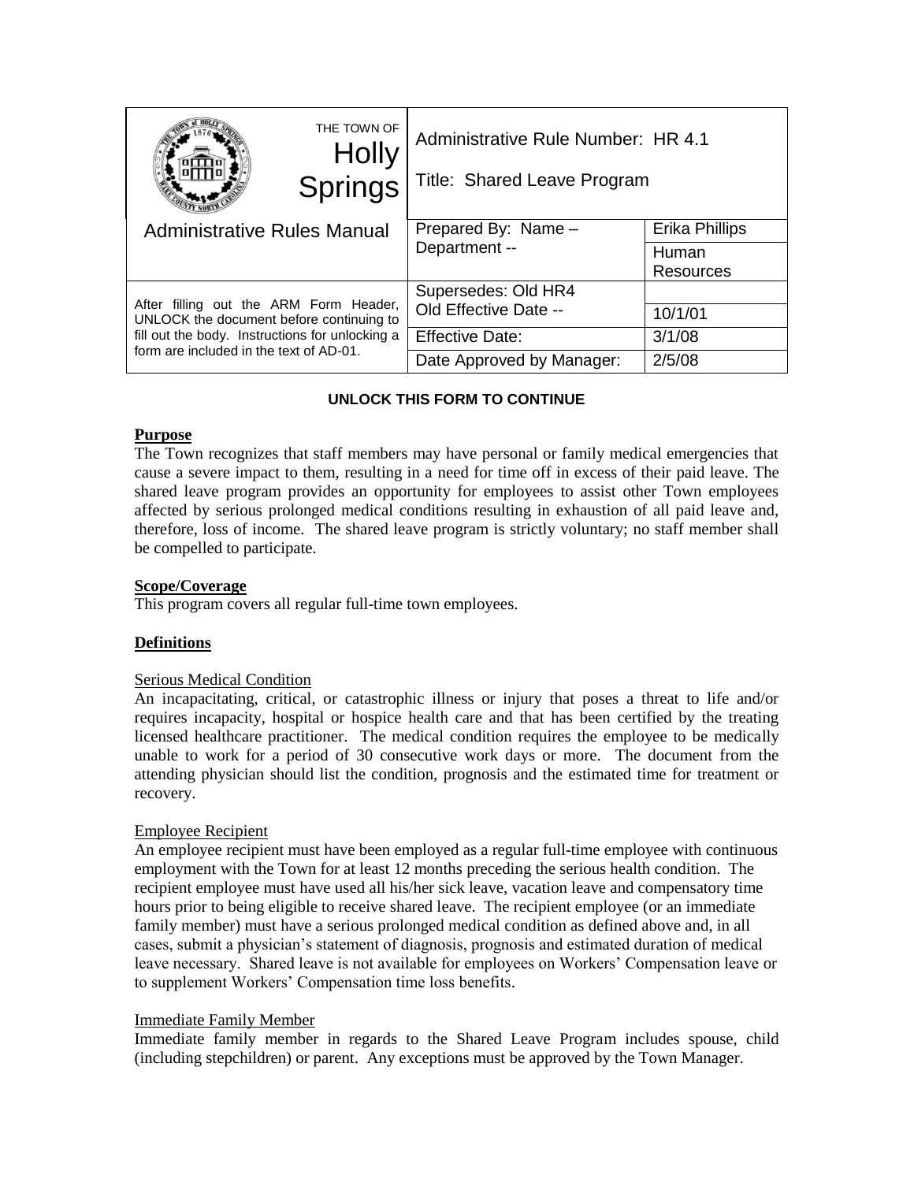| THE TOWN OF Holly Springs | Administrative Rule Number: HR 4.1<br>Title: Shared Leave Program | |
|---|---|---|
| Administrative Rules Manual | Prepared By: Name – | Erika Phillips |
| | Department -- | Human Resources |
| After filling out the ARM Form Header, UNLOCK the document before continuing to fill out the body. Instructions for unlocking a form are included in the text of AD-01. | Supersedes: Old HR4 | |
| | Old Effective Date -- | 10/1/01 |
| | Effective Date: | 3/1/08 |
| | Date Approved by Manager: | 2/5/08 |

**UNLOCK THIS FORM TO CONTINUE**

## Purpose

The Town recognizes that staff members may have personal or family medical emergencies that cause a severe impact to them, resulting in a need for time off in excess of their paid leave. The shared leave program provides an opportunity for employees to assist other Town employees affected by serious prolonged medical conditions resulting in exhaustion of all paid leave and, therefore, loss of income. The shared leave program is strictly voluntary; no staff member shall be compelled to participate.

## Scope/Coverage

This program covers all regular full-time town employees.

## Definitions

### Serious Medical Condition

An incapacitating, critical, or catastrophic illness or injury that poses a threat to life and/or requires incapacity, hospital or hospice health care and that has been certified by the treating licensed healthcare practitioner. The medical condition requires the employee to be medically unable to work for a period of 30 consecutive work days or more. The document from the attending physician should list the condition, prognosis and the estimated time for treatment or recovery.

### Employee Recipient

An employee recipient must have been employed as a regular full-time employee with continuous employment with the Town for at least 12 months preceding the serious health condition. The recipient employee must have used all his/her sick leave, vacation leave and compensatory time hours prior to being eligible to receive shared leave. The recipient employee (or an immediate family member) must have a serious prolonged medical condition as defined above and, in all cases, submit a physician's statement of diagnosis, prognosis and estimated duration of medical leave necessary. Shared leave is not available for employees on Workers' Compensation leave or to supplement Workers' Compensation time loss benefits.

### Immediate Family Member

Immediate family member in regards to the Shared Leave Program includes spouse, child (including stepchildren) or parent. Any exceptions must be approved by the Town Manager.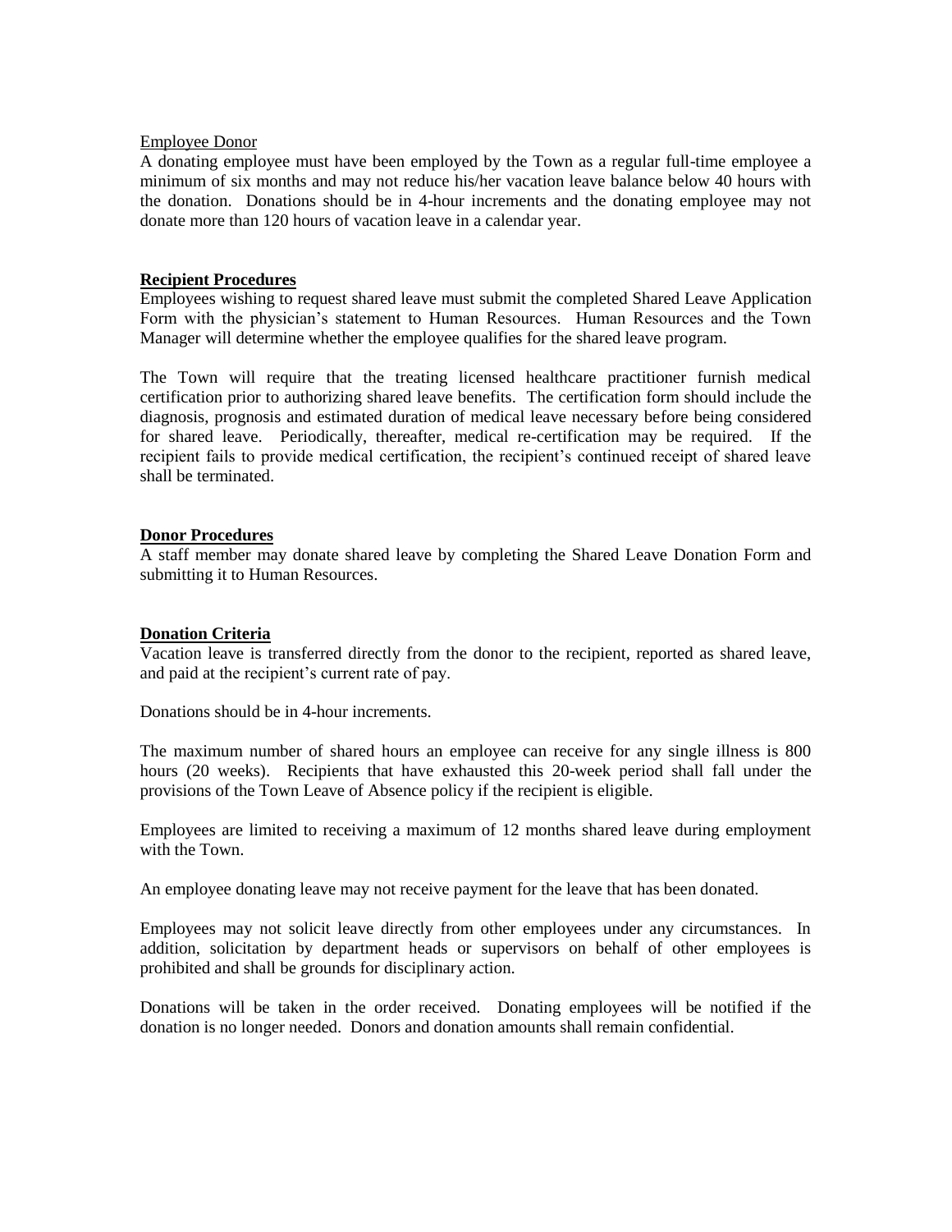Employee Donor

A donating employee must have been employed by the Town as a regular full-time employee a minimum of six months and may not reduce his/her vacation leave balance below 40 hours with the donation. Donations should be in 4-hour increments and the donating employee may not donate more than 120 hours of vacation leave in a calendar year.

**Recipient Procedures**

Employees wishing to request shared leave must submit the completed Shared Leave Application Form with the physician's statement to Human Resources. Human Resources and the Town Manager will determine whether the employee qualifies for the shared leave program.

The Town will require that the treating licensed healthcare practitioner furnish medical certification prior to authorizing shared leave benefits. The certification form should include the diagnosis, prognosis and estimated duration of medical leave necessary before being considered for shared leave. Periodically, thereafter, medical re-certification may be required. If the recipient fails to provide medical certification, the recipient's continued receipt of shared leave shall be terminated.

**Donor Procedures**

A staff member may donate shared leave by completing the Shared Leave Donation Form and submitting it to Human Resources.

**Donation Criteria**

Vacation leave is transferred directly from the donor to the recipient, reported as shared leave, and paid at the recipient's current rate of pay.

Donations should be in 4-hour increments.

The maximum number of shared hours an employee can receive for any single illness is 800 hours (20 weeks). Recipients that have exhausted this 20-week period shall fall under the provisions of the Town Leave of Absence policy if the recipient is eligible.

Employees are limited to receiving a maximum of 12 months shared leave during employment with the Town.

An employee donating leave may not receive payment for the leave that has been donated.

Employees may not solicit leave directly from other employees under any circumstances. In addition, solicitation by department heads or supervisors on behalf of other employees is prohibited and shall be grounds for disciplinary action.

Donations will be taken in the order received. Donating employees will be notified if the donation is no longer needed. Donors and donation amounts shall remain confidential.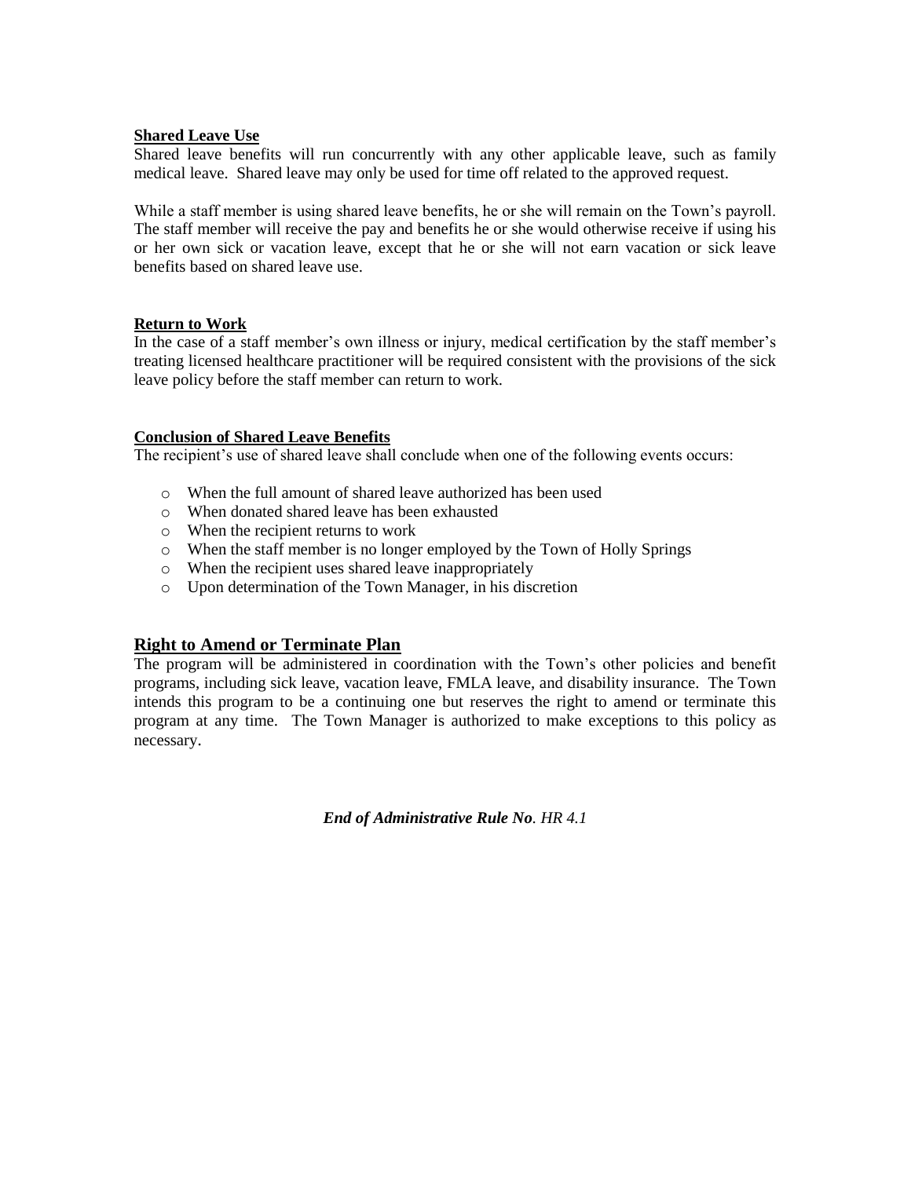**Shared Leave Use**

Shared leave benefits will run concurrently with any other applicable leave, such as family medical leave. Shared leave may only be used for time off related to the approved request.

While a staff member is using shared leave benefits, he or she will remain on the Town's payroll. The staff member will receive the pay and benefits he or she would otherwise receive if using his or her own sick or vacation leave, except that he or she will not earn vacation or sick leave benefits based on shared leave use.

**Return to Work**

In the case of a staff member's own illness or injury, medical certification by the staff member's treating licensed healthcare practitioner will be required consistent with the provisions of the sick leave policy before the staff member can return to work.

**Conclusion of Shared Leave Benefits**

The recipient's use of shared leave shall conclude when one of the following events occurs:

- When the full amount of shared leave authorized has been used
- When donated shared leave has been exhausted
- When the recipient returns to work
- When the staff member is no longer employed by the Town of Holly Springs
- When the recipient uses shared leave inappropriately
- Upon determination of the Town Manager, in his discretion

## Right to Amend or Terminate Plan

The program will be administered in coordination with the Town's other policies and benefit programs, including sick leave, vacation leave, FMLA leave, and disability insurance. The Town intends this program to be a continuing one but reserves the right to amend or terminate this program at any time. The Town Manager is authorized to make exceptions to this policy as necessary.

***End of Administrative Rule No**. HR 4.1*